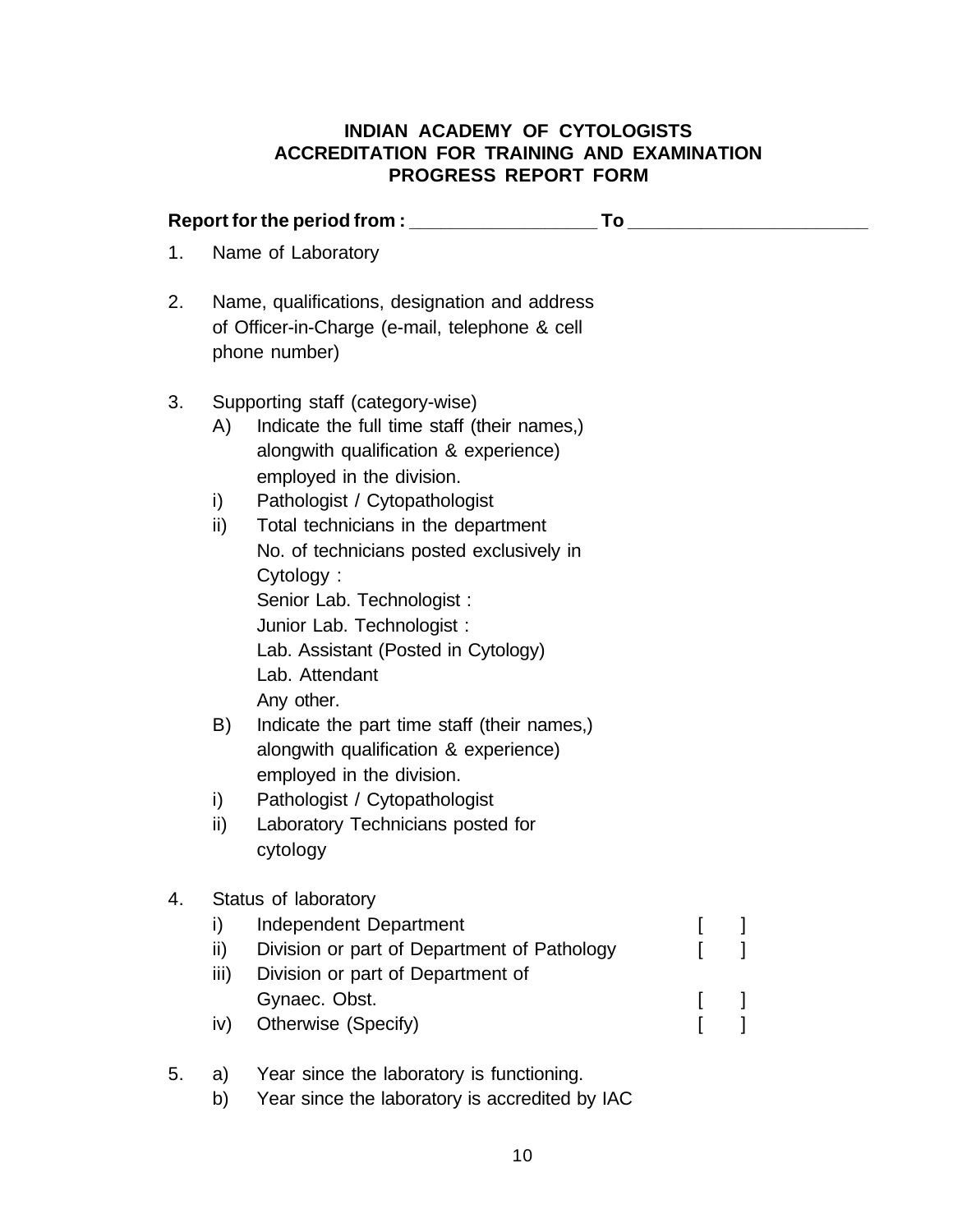**INDIAN ACADEMY OF CYTOLOGISTS**
**ACCREDITATION FOR TRAINING AND EXAMINATION**
**PROGRESS REPORT FORM**

**Report for the period from : __________________ To ________________________**

1. Name of Laboratory

2. Name, qualifications, designation and address of Officer-in-Charge (e-mail, telephone & cell phone number)

3. Supporting staff (category-wise)
   - A) Indicate the full time staff (their names,) alongwith qualification & experience) employed in the division.
   - i) Pathologist / Cytopathologist
   - ii) Total technicians in the department
     No. of technicians posted exclusively in Cytology :
     Senior Lab. Technologist :
     Junior Lab. Technologist :
     Lab. Assistant (Posted in Cytology)
     Lab. Attendant
     Any other.
   - B) Indicate the part time staff (their names,) alongwith qualification & experience) employed in the division.
   - i) Pathologist / Cytopathologist
   - ii) Laboratory Technicians posted for cytology

4. Status of laboratory
   - i) Independent Department [ ]
   - ii) Division or part of Department of Pathology [ ]
   - iii) Division or part of Department of Gynaec. Obst. [ ]
   - iv) Otherwise (Specify) [ ]

5. a) Year since the laboratory is functioning.
   b) Year since the laboratory is accredited by IAC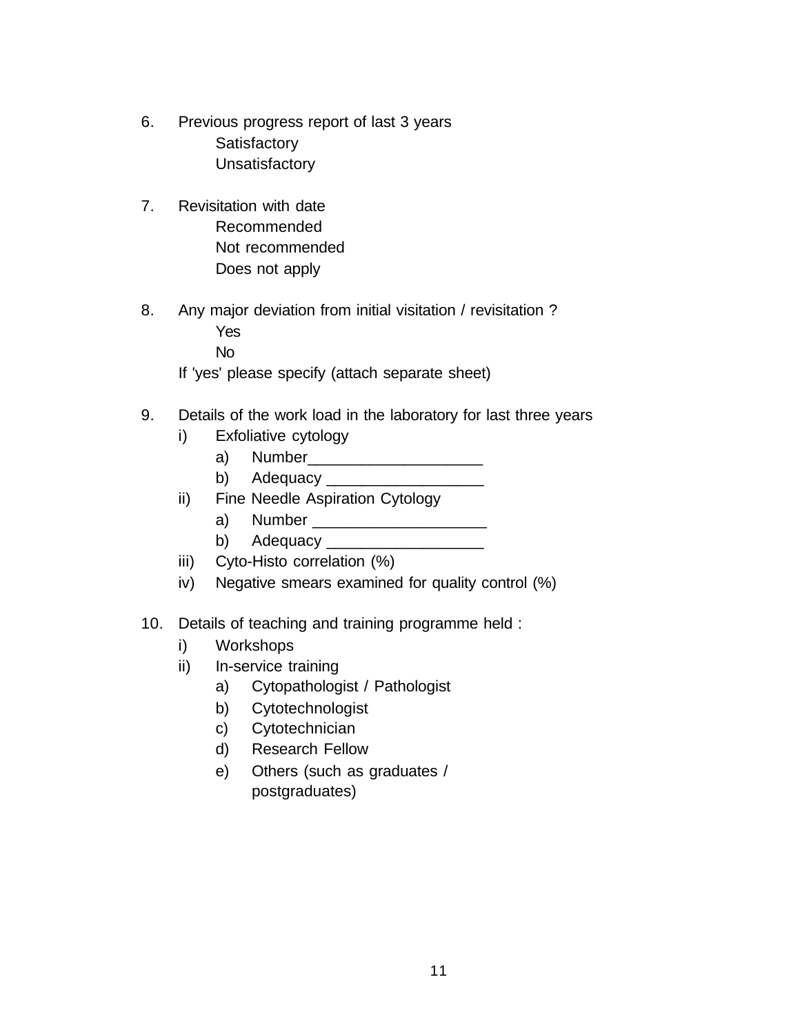6. Previous progress report of last 3 years
   - Satisfactory
   - Unsatisfactory

7. Revisitation with date
   - Recommended
   - Not recommended
   - Does not apply

8. Any major deviation from initial visitation / revisitation ?
   - Yes
   - No

   If 'yes' please specify (attach separate sheet)

9. Details of the work load in the laboratory for last three years
   - i) Exfoliative cytology
     - a) Number____________________
     - b) Adequacy __________________
   - ii) Fine Needle Aspiration Cytology
     - a) Number ____________________
     - b) Adequacy __________________
   - iii) Cyto-Histo correlation (%)
   - iv) Negative smears examined for quality control (%)

10. Details of teaching and training programme held :
    - i) Workshops
    - ii) In-service training
      - a) Cytopathologist / Pathologist
      - b) Cytotechnologist
      - c) Cytotechnician
      - d) Research Fellow
      - e) Others (such as graduates / postgraduates)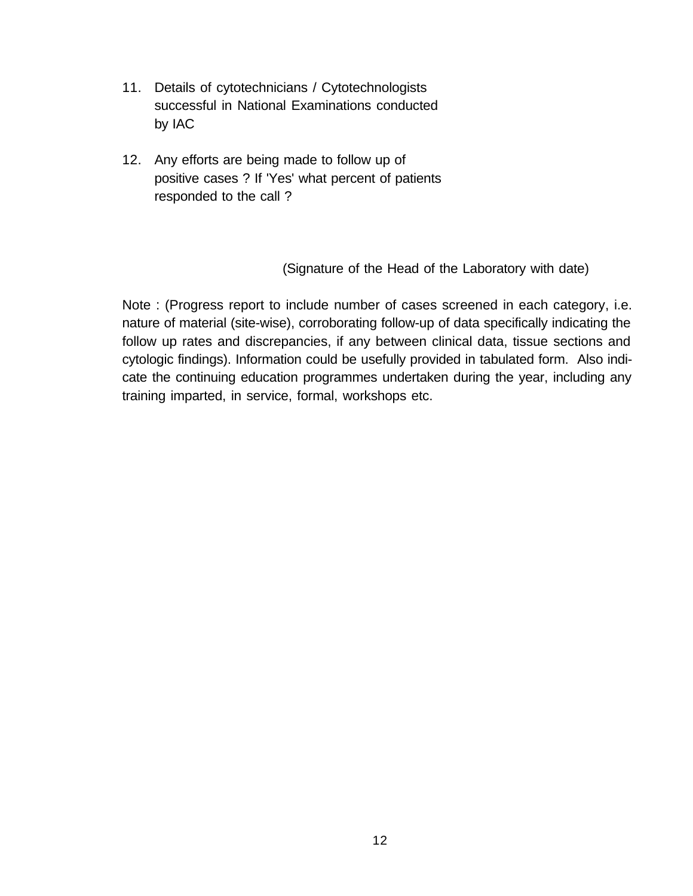11. Details of cytotechnicians / Cytotechnologists successful in National Examinations conducted by IAC

12. Any efforts are being made to follow up of positive cases ? If 'Yes' what percent of patients responded to the call ?

(Signature of the Head of the Laboratory with date)

Note : (Progress report to include number of cases screened in each category, i.e. nature of material (site-wise), corroborating follow-up of data specifically indicating the follow up rates and discrepancies, if any between clinical data, tissue sections and cytologic findings). Information could be usefully provided in tabulated form. Also indicate the continuing education programmes undertaken during the year, including any training imparted, in service, formal, workshops etc.